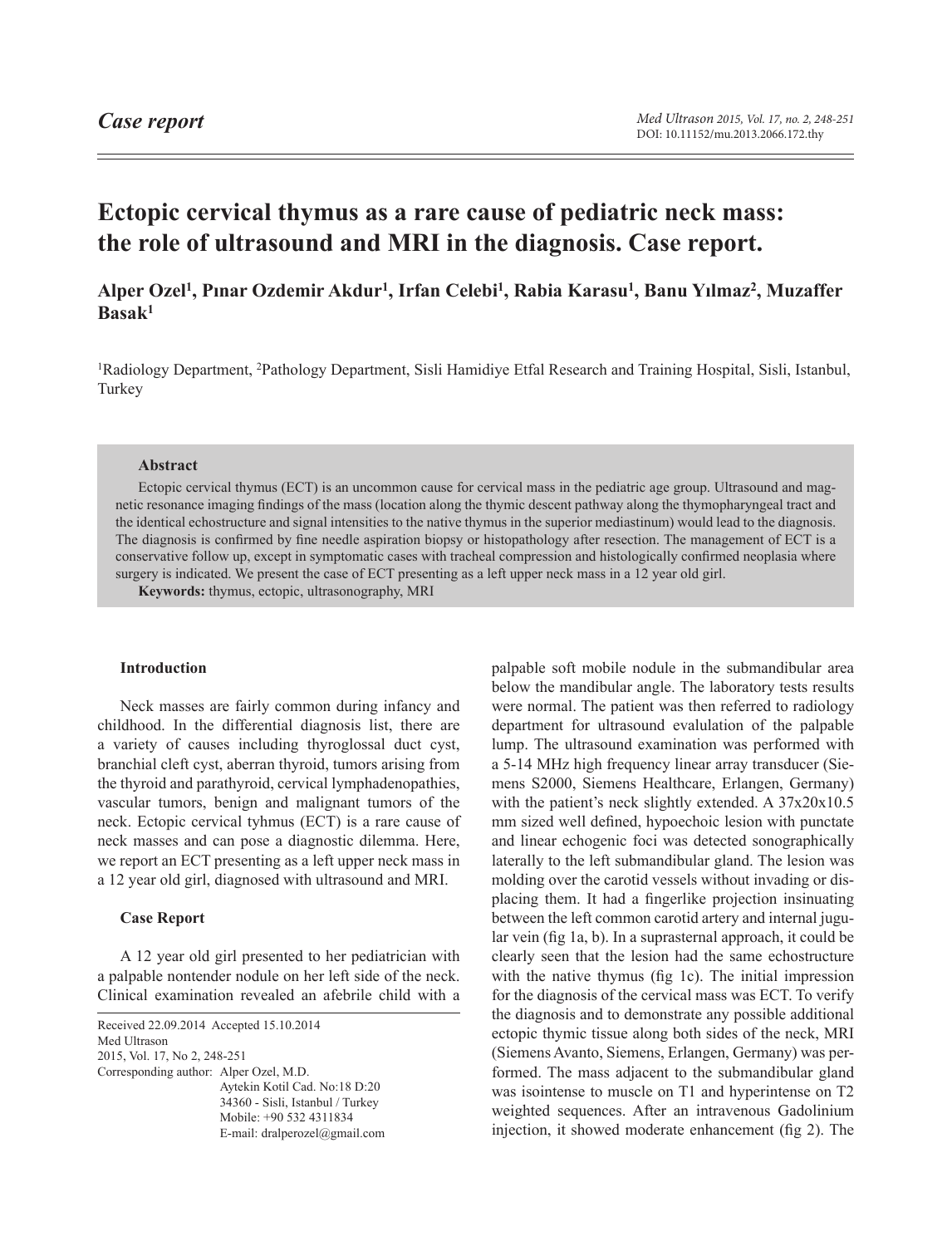*Case report*

# Ectopic cervical thymus as a rare cause of pediatric neck mass: the role of ultrasound and MRI in the diagnosis. Case report.

**Alper Ozel[1], Pınar Ozdemir Akdur[1], Irfan Celebi[1], Rabia Karasu[1], Banu Yılmaz[2], Muzaffer Basak[1]**

[1]Radiology Department, [2]Pathology Department, Sisli Hamidiye Etfal Research and Training Hospital, Sisli, Istanbul, Turkey

### Abstract

Ectopic cervical thymus (ECT) is an uncommon cause for cervical mass in the pediatric age group. Ultrasound and magnetic resonance imaging findings of the mass (location along the thymic descent pathway along the thymopharyngeal tract and the identical echostructure and signal intensities to the native thymus in the superior mediastinum) would lead to the diagnosis. The diagnosis is confirmed by fine needle aspiration biopsy or histopathology after resection. The management of ECT is a conservative follow up, except in symptomatic cases with tracheal compression and histologically confirmed neoplasia where surgery is indicated. We present the case of ECT presenting as a left upper neck mass in a 12 year old girl.

**Keywords:** thymus, ectopic, ultrasonography, MRI

### Introduction

Neck masses are fairly common during infancy and childhood. In the differential diagnosis list, there are a variety of causes including thyroglossal duct cyst, branchial cleft cyst, aberran thyroid, tumors arising from the thyroid and parathyroid, cervical lymphadenopathies, vascular tumors, benign and malignant tumors of the neck. Ectopic cervical tyhmus (ECT) is a rare cause of neck masses and can pose a diagnostic dilemma. Here, we report an ECT presenting as a left upper neck mass in a 12 year old girl, diagnosed with ultrasound and MRI.

### Case Report

A 12 year old girl presented to her pediatrician with a palpable nontender nodule on her left side of the neck. Clinical examination revealed an afebrile child with a palpable soft mobile nodule in the submandibular area below the mandibular angle. The laboratory tests results were normal. The patient was then referred to radiology department for ultrasound evalulation of the palpable lump. The ultrasound examination was performed with a 5-14 MHz high frequency linear array transducer (Siemens S2000, Siemens Healthcare, Erlangen, Germany) with the patient's neck slightly extended. A 37x20x10.5 mm sized well defined, hypoechoic lesion with punctate and linear echogenic foci was detected sonographically laterally to the left submandibular gland. The lesion was molding over the carotid vessels without invading or displacing them. It had a fingerlike projection insinuating between the left common carotid artery and internal jugular vein (fig 1a, b). In a suprasternal approach, it could be clearly seen that the lesion had the same echostructure with the native thymus (fig 1c). The initial impression for the diagnosis of the cervical mass was ECT. To verify the diagnosis and to demonstrate any possible additional ectopic thymic tissue along both sides of the neck, MRI (Siemens Avanto, Siemens, Erlangen, Germany) was performed. The mass adjacent to the submandibular gland was isointense to muscle on T1 and hyperintense on T2 weighted sequences. After an intravenous Gadolinium injection, it showed moderate enhancement (fig 2). The

Received 22.09.2014 Accepted 15.10.2014
Med Ultrason
2015, Vol. 17, No 2, 248-251
Corresponding author: Alper Ozel, M.D.
Aytekin Kotil Cad. No:18 D:20
34360 - Sisli, Istanbul / Turkey
Mobile: +90 532 4311834
E-mail: dralperozel@gmail.com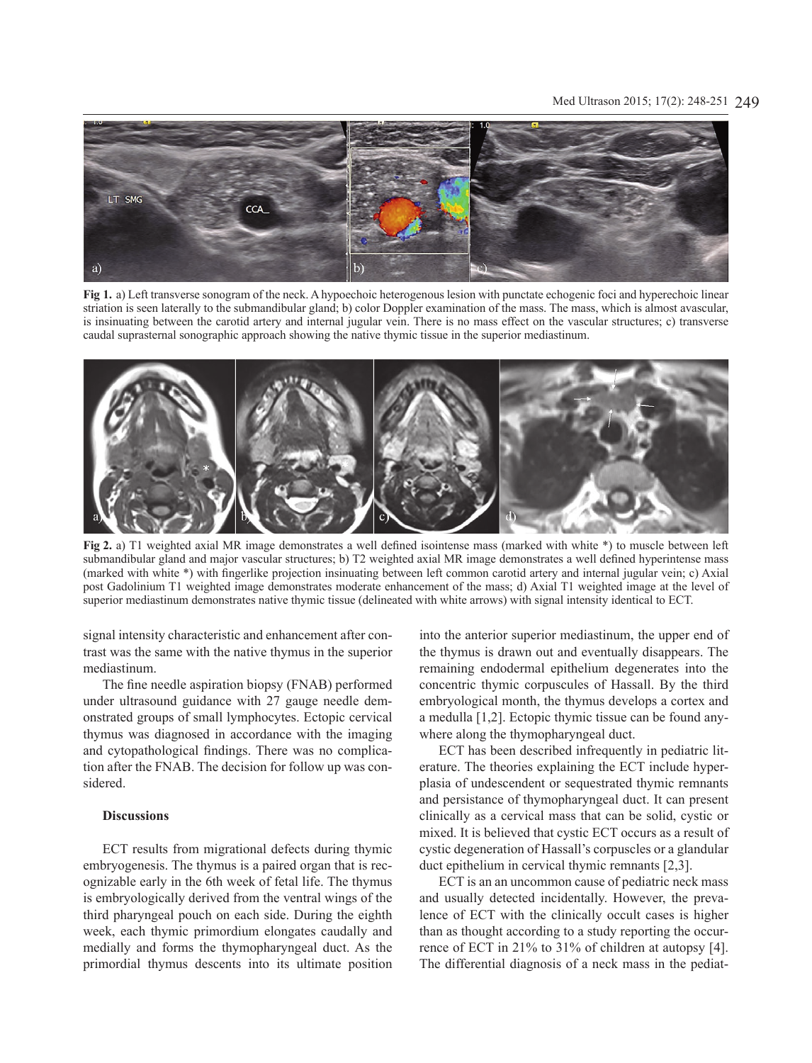**Fig 1.** a) Left transverse sonogram of the neck. A hypoechoic heterogenous lesion with punctate echogenic foci and hyperechoic linear striation is seen laterally to the submandibular gland; b) color Doppler examination of the mass. The mass, which is almost avascular, is insinuating between the carotid artery and internal jugular vein. There is no mass effect on the vascular structures; c) transverse caudal suprasternal sonographic approach showing the native thymic tissue in the superior mediastinum.

**Fig 2.** a) T1 weighted axial MR image demonstrates a well defined isointense mass (marked with white *) to muscle between left submandibular gland and major vascular structures; b) T2 weighted axial MR image demonstrates a well defined hyperintense mass (marked with white *) with fingerlike projection insinuating between left common carotid artery and internal jugular vein; c) Axial post Gadolinium T1 weighted image demonstrates moderate enhancement of the mass; d) Axial T1 weighted image at the level of superior mediastinum demonstrates native thymic tissue (delineated with white arrows) with signal intensity identical to ECT.

signal intensity characteristic and enhancement after contrast was the same with the native thymus in the superior mediastinum.

The fine needle aspiration biopsy (FNAB) performed under ultrasound guidance with 27 gauge needle demonstrated groups of small lymphocytes. Ectopic cervical thymus was diagnosed in accordance with the imaging and cytopathological findings. There was no complication after the FNAB. The decision for follow up was considered.

### Discussions

ECT results from migrational defects during thymic embryogenesis. The thymus is a paired organ that is recognizable early in the 6th week of fetal life. The thymus is embryologically derived from the ventral wings of the third pharyngeal pouch on each side. During the eighth week, each thymic primordium elongates caudally and medially and forms the thymopharyngeal duct. As the primordial thymus descents into its ultimate position into the anterior superior mediastinum, the upper end of the thymus is drawn out and eventually disappears. The remaining endodermal epithelium degenerates into the concentric thymic corpuscules of Hassall. By the third embryological month, the thymus develops a cortex and a medulla [1,2]. Ectopic thymic tissue can be found anywhere along the thymopharyngeal duct.

ECT has been described infrequently in pediatric literature. The theories explaining the ECT include hyperplasia of undescendent or sequestrated thymic remnants and persistance of thymopharyngeal duct. It can present clinically as a cervical mass that can be solid, cystic or mixed. It is believed that cystic ECT occurs as a result of cystic degeneration of Hassall's corpuscles or a glandular duct epithelium in cervical thymic remnants [2,3].

ECT is an an uncommon cause of pediatric neck mass and usually detected incidentally. However, the prevalence of ECT with the clinically occult cases is higher than as thought according to a study reporting the occurrence of ECT in 21% to 31% of children at autopsy [4]. The differential diagnosis of a neck mass in the pediat-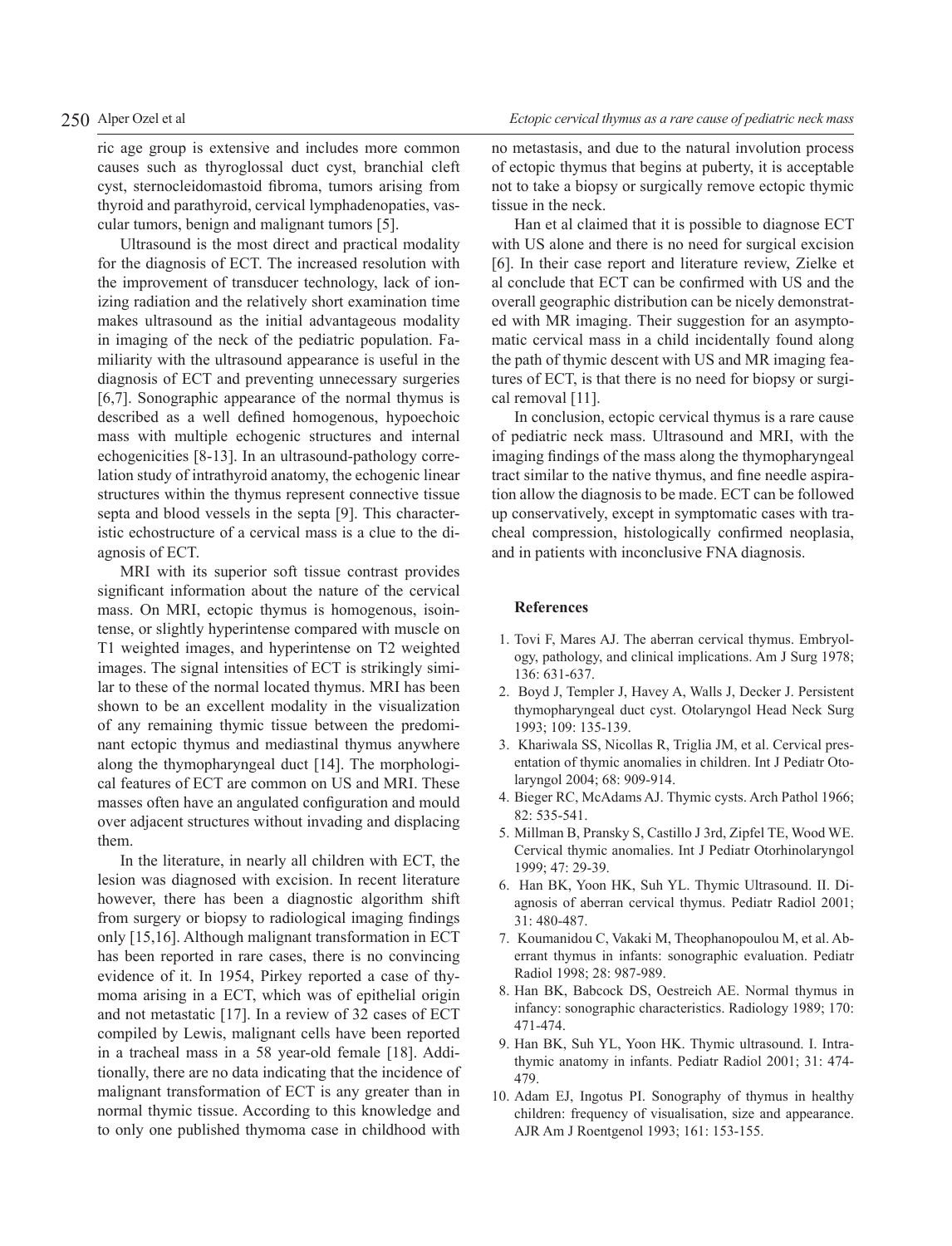ric age group is extensive and includes more common causes such as thyroglossal duct cyst, branchial cleft cyst, sternocleidomastoid fibroma, tumors arising from thyroid and parathyroid, cervical lymphadenopaties, vascular tumors, benign and malignant tumors [5].

Ultrasound is the most direct and practical modality for the diagnosis of ECT. The increased resolution with the improvement of transducer technology, lack of ionizing radiation and the relatively short examination time makes ultrasound as the initial advantageous modality in imaging of the neck of the pediatric population. Familiarity with the ultrasound appearance is useful in the diagnosis of ECT and preventing unnecessary surgeries [6,7]. Sonographic appearance of the normal thymus is described as a well defined homogenous, hypoechoic mass with multiple echogenic structures and internal echogenicities [8-13]. In an ultrasound-pathology correlation study of intrathyroid anatomy, the echogenic linear structures within the thymus represent connective tissue septa and blood vessels in the septa [9]. This characteristic echostructure of a cervical mass is a clue to the diagnosis of ECT.

MRI with its superior soft tissue contrast provides significant information about the nature of the cervical mass. On MRI, ectopic thymus is homogenous, isointense, or slightly hyperintense compared with muscle on T1 weighted images, and hyperintense on T2 weighted images. The signal intensities of ECT is strikingly similar to these of the normal located thymus. MRI has been shown to be an excellent modality in the visualization of any remaining thymic tissue between the predominant ectopic thymus and mediastinal thymus anywhere along the thymopharyngeal duct [14]. The morphological features of ECT are common on US and MRI. These masses often have an angulated configuration and mould over adjacent structures without invading and displacing them.

In the literature, in nearly all children with ECT, the lesion was diagnosed with excision. In recent literature however, there has been a diagnostic algorithm shift from surgery or biopsy to radiological imaging findings only [15,16]. Although malignant transformation in ECT has been reported in rare cases, there is no convincing evidence of it. In 1954, Pirkey reported a case of thymoma arising in a ECT, which was of epithelial origin and not metastatic [17]. In a review of 32 cases of ECT compiled by Lewis, malignant cells have been reported in a tracheal mass in a 58 year-old female [18]. Additionally, there are no data indicating that the incidence of malignant transformation of ECT is any greater than in normal thymic tissue. According to this knowledge and to only one published thymoma case in childhood with no metastasis, and due to the natural involution process of ectopic thymus that begins at puberty, it is acceptable not to take a biopsy or surgically remove ectopic thymic tissue in the neck.

Han et al claimed that it is possible to diagnose ECT with US alone and there is no need for surgical excision [6]. In their case report and literature review, Zielke et al conclude that ECT can be confirmed with US and the overall geographic distribution can be nicely demonstrated with MR imaging. Their suggestion for an asymptomatic cervical mass in a child incidentally found along the path of thymic descent with US and MR imaging features of ECT, is that there is no need for biopsy or surgical removal [11].

In conclusion, ectopic cervical thymus is a rare cause of pediatric neck mass. Ultrasound and MRI, with the imaging findings of the mass along the thymopharyngeal tract similar to the native thymus, and fine needle aspiration allow the diagnosis to be made. ECT can be followed up conservatively, except in symptomatic cases with tracheal compression, histologically confirmed neoplasia, and in patients with inconclusive FNA diagnosis.

## References

1. Tovi F, Mares AJ. The aberran cervical thymus. Embryology, pathology, and clinical implications. Am J Surg 1978; 136: 631-637.
2. Boyd J, Templer J, Havey A, Walls J, Decker J. Persistent thymopharyngeal duct cyst. Otolaryngol Head Neck Surg 1993; 109: 135-139.
3. Khariwala SS, Nicollas R, Triglia JM, et al. Cervical presentation of thymic anomalies in children. Int J Pediatr Otolaryngol 2004; 68: 909-914.
4. Bieger RC, McAdams AJ. Thymic cysts. Arch Pathol 1966; 82: 535-541.
5. Millman B, Pransky S, Castillo J 3rd, Zipfel TE, Wood WE. Cervical thymic anomalies. Int J Pediatr Otorhinolaryngol 1999; 47: 29-39.
6. Han BK, Yoon HK, Suh YL. Thymic Ultrasound. II. Diagnosis of aberran cervical thymus. Pediatr Radiol 2001; 31: 480-487.
7. Koumanidou C, Vakaki M, Theophanopoulou M, et al. Aberrant thymus in infants: sonographic evaluation. Pediatr Radiol 1998; 28: 987-989.
8. Han BK, Babcock DS, Oestreich AE. Normal thymus in infancy: sonographic characteristics. Radiology 1989; 170: 471-474.
9. Han BK, Suh YL, Yoon HK. Thymic ultrasound. I. Intrathymic anatomy in infants. Pediatr Radiol 2001; 31: 474-479.
10. Adam EJ, Ingotus PI. Sonography of thymus in healthy children: frequency of visualisation, size and appearance. AJR Am J Roentgenol 1993; 161: 153-155.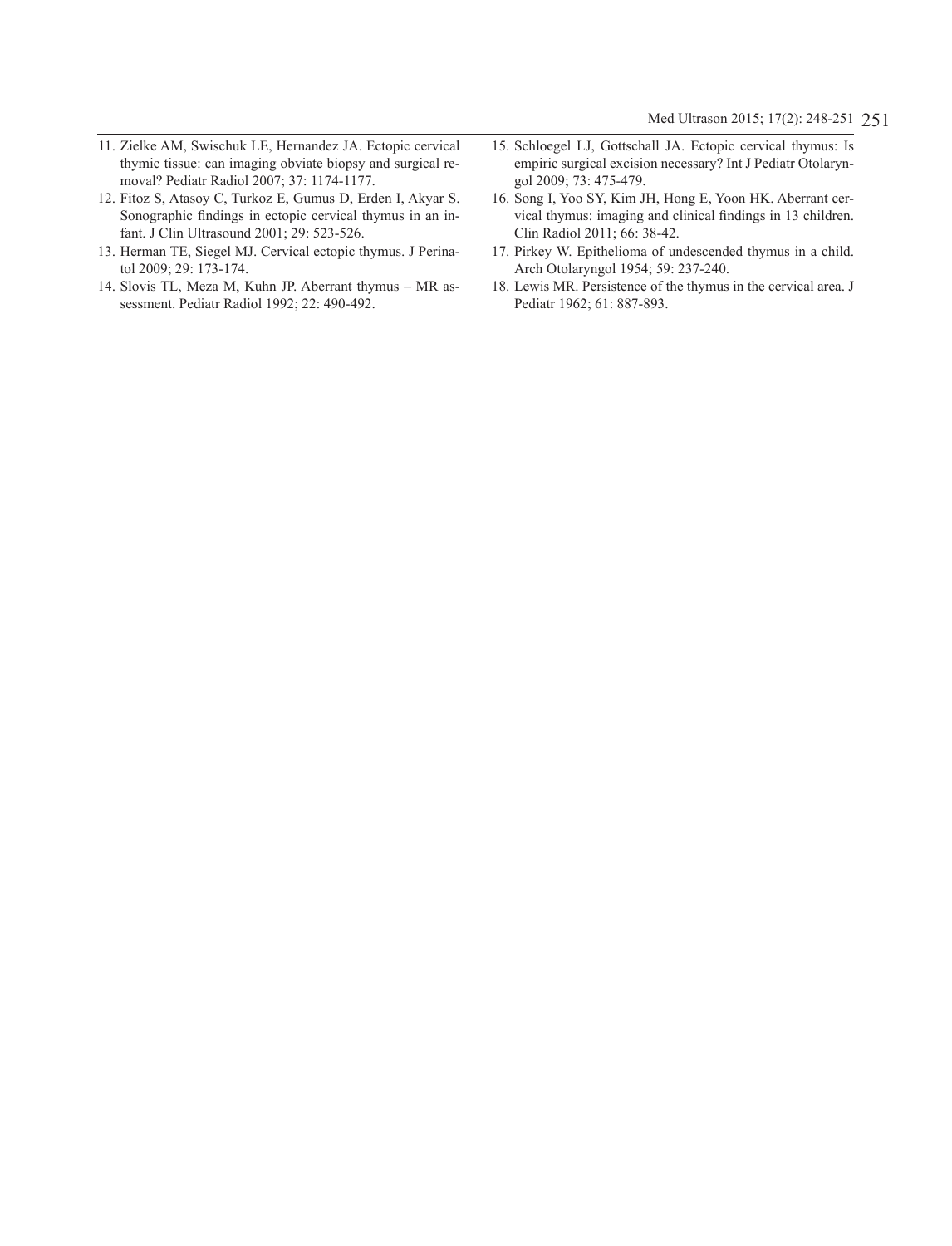11. Zielke AM, Swischuk LE, Hernandez JA. Ectopic cervical thymic tissue: can imaging obviate biopsy and surgical removal? Pediatr Radiol 2007; 37: 1174-1177.
12. Fitoz S, Atasoy C, Turkoz E, Gumus D, Erden I, Akyar S. Sonographic findings in ectopic cervical thymus in an infant. J Clin Ultrasound 2001; 29: 523-526.
13. Herman TE, Siegel MJ. Cervical ectopic thymus. J Perinatol 2009; 29: 173-174.
14. Slovis TL, Meza M, Kuhn JP. Aberrant thymus – MR assessment. Pediatr Radiol 1992; 22: 490-492.
15. Schloegel LJ, Gottschall JA. Ectopic cervical thymus: Is empiric surgical excision necessary? Int J Pediatr Otolaryngol 2009; 73: 475-479.
16. Song I, Yoo SY, Kim JH, Hong E, Yoon HK. Aberrant cervical thymus: imaging and clinical findings in 13 children. Clin Radiol 2011; 66: 38-42.
17. Pirkey W. Epithelioma of undescended thymus in a child. Arch Otolaryngol 1954; 59: 237-240.
18. Lewis MR. Persistence of the thymus in the cervical area. J Pediatr 1962; 61: 887-893.